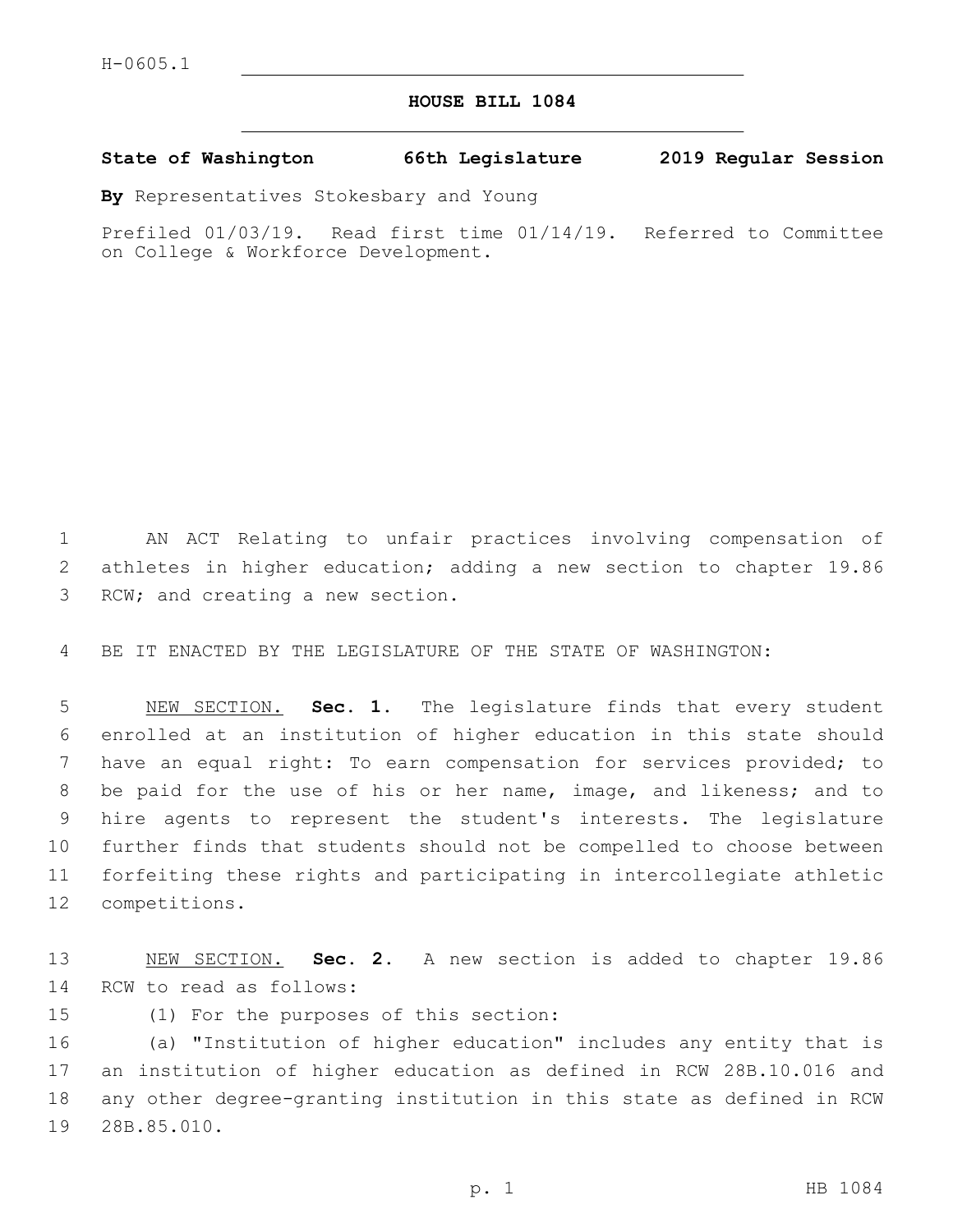H-0605.1

# HOUSE BILL 1084

**State of Washington 66th Legislature 2019 Regular Session**

**By** Representatives Stokesbary and Young

Prefiled 01/03/19. Read first time 01/14/19. Referred to Committee on College & Workforce Development.

AN ACT Relating to unfair practices involving compensation of athletes in higher education; adding a new section to chapter 19.86 RCW; and creating a new section.

BE IT ENACTED BY THE LEGISLATURE OF THE STATE OF WASHINGTON:

NEW SECTION. **Sec. 1.** The legislature finds that every student enrolled at an institution of higher education in this state should have an equal right: To earn compensation for services provided; to be paid for the use of his or her name, image, and likeness; and to hire agents to represent the student's interests. The legislature further finds that students should not be compelled to choose between forfeiting these rights and participating in intercollegiate athletic competitions.

NEW SECTION. **Sec. 2.** A new section is added to chapter 19.86 RCW to read as follows:

(1) For the purposes of this section:

(a) "Institution of higher education" includes any entity that is an institution of higher education as defined in RCW 28B.10.016 and any other degree-granting institution in this state as defined in RCW 28B.85.010.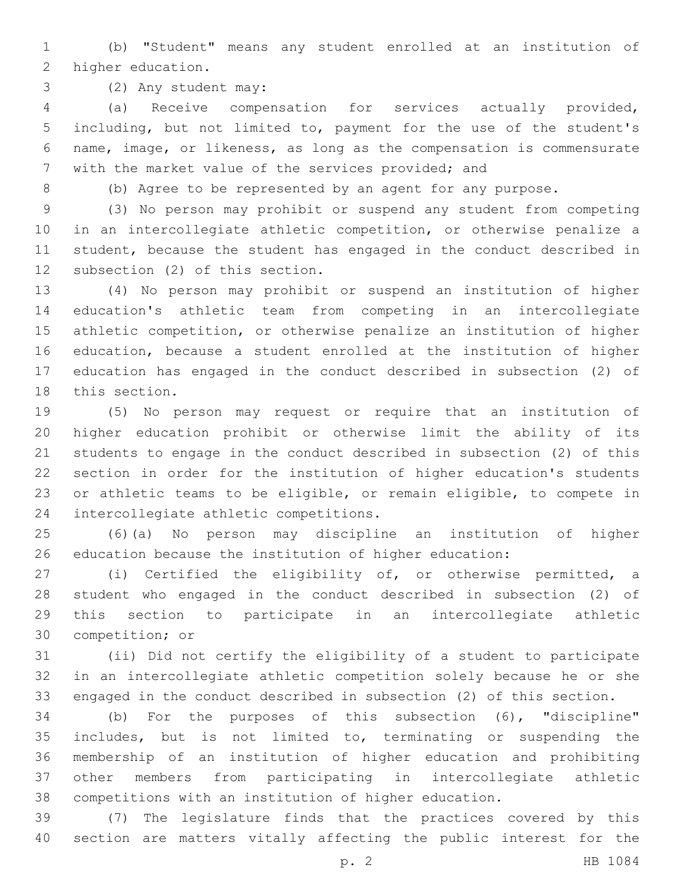(b) "Student" means any student enrolled at an institution of higher education.

(2) Any student may:

(a) Receive compensation for services actually provided, including, but not limited to, payment for the use of the student's name, image, or likeness, as long as the compensation is commensurate with the market value of the services provided; and

(b) Agree to be represented by an agent for any purpose.

(3) No person may prohibit or suspend any student from competing in an intercollegiate athletic competition, or otherwise penalize a student, because the student has engaged in the conduct described in subsection (2) of this section.

(4) No person may prohibit or suspend an institution of higher education's athletic team from competing in an intercollegiate athletic competition, or otherwise penalize an institution of higher education, because a student enrolled at the institution of higher education has engaged in the conduct described in subsection (2) of this section.

(5) No person may request or require that an institution of higher education prohibit or otherwise limit the ability of its students to engage in the conduct described in subsection (2) of this section in order for the institution of higher education's students or athletic teams to be eligible, or remain eligible, to compete in intercollegiate athletic competitions.

(6)(a) No person may discipline an institution of higher education because the institution of higher education:

(i) Certified the eligibility of, or otherwise permitted, a student who engaged in the conduct described in subsection (2) of this section to participate in an intercollegiate athletic competition; or

(ii) Did not certify the eligibility of a student to participate in an intercollegiate athletic competition solely because he or she engaged in the conduct described in subsection (2) of this section.

(b) For the purposes of this subsection (6), "discipline" includes, but is not limited to, terminating or suspending the membership of an institution of higher education and prohibiting other members from participating in intercollegiate athletic competitions with an institution of higher education.

(7) The legislature finds that the practices covered by this section are matters vitally affecting the public interest for the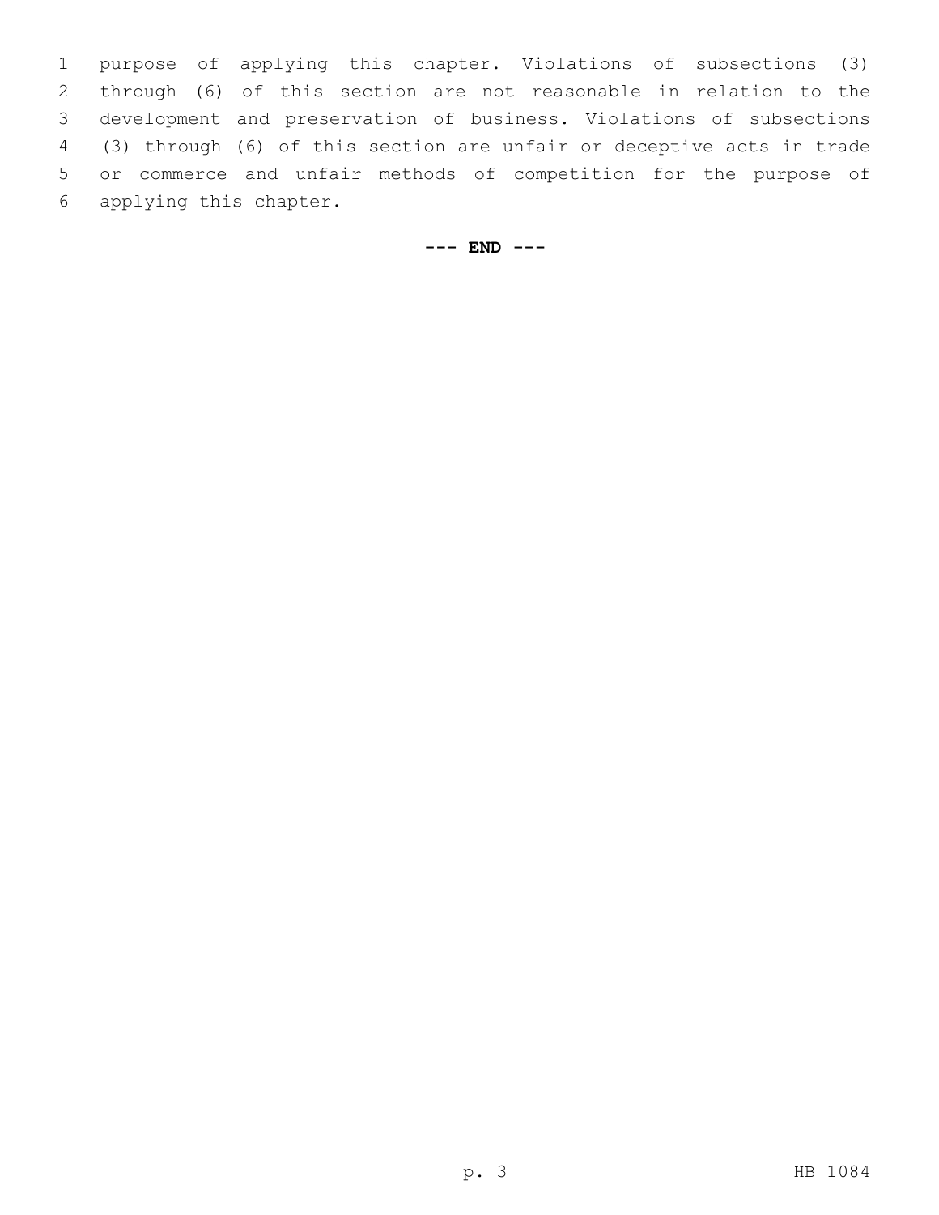purpose of applying this chapter. Violations of subsections (3) through (6) of this section are not reasonable in relation to the development and preservation of business. Violations of subsections (3) through (6) of this section are unfair or deceptive acts in trade or commerce and unfair methods of competition for the purpose of applying this chapter.

**--- END ---**